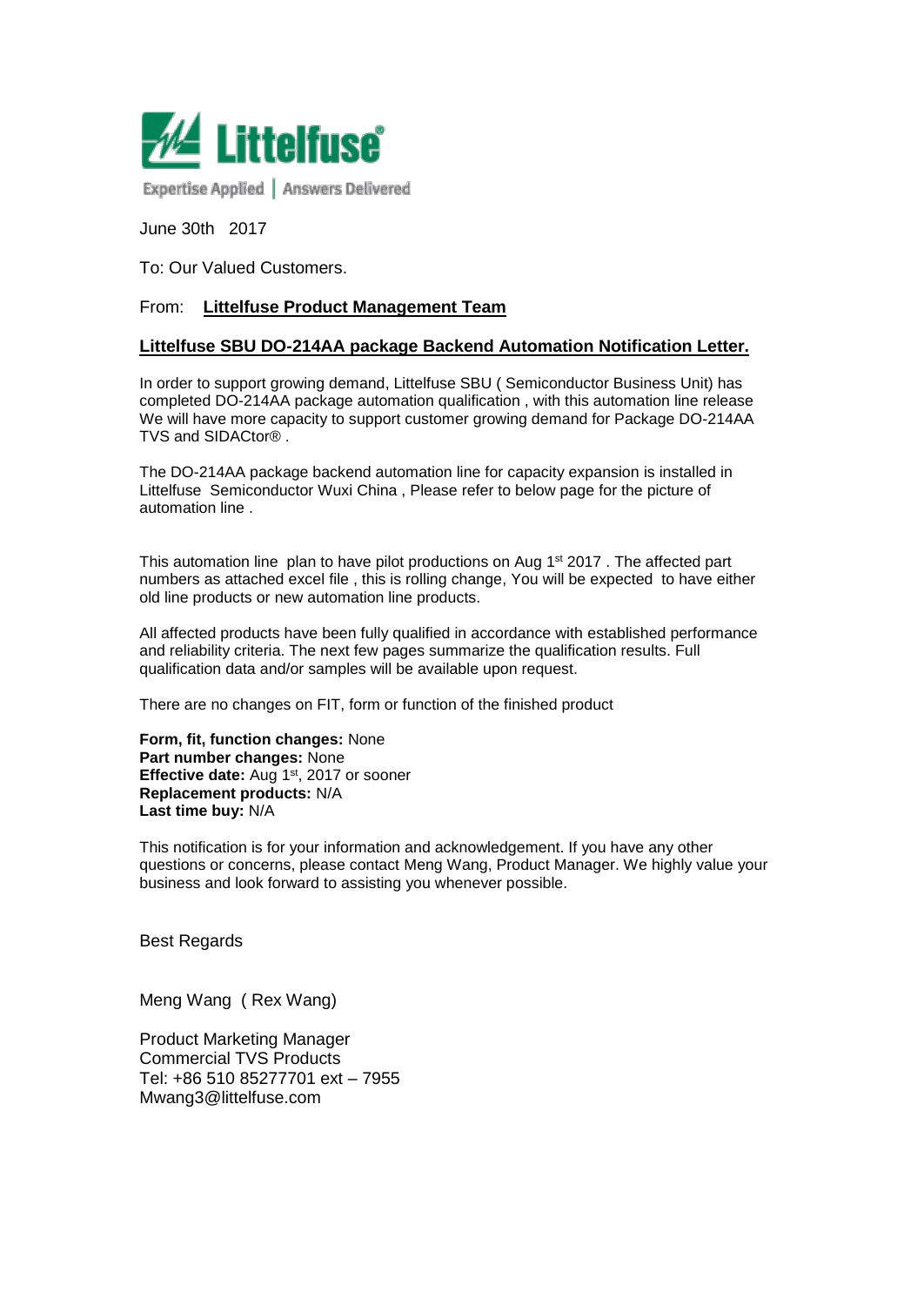Littelfuse®

Expertise Applied | Answers Delivered

June 30th 2017

To: Our Valued Customers.

From: **Littelfuse Product Management Team**

## Littelfuse SBU DO-214AA package Backend Automation Notification Letter.

In order to support growing demand, Littelfuse SBU ( Semiconductor Business Unit) has completed DO-214AA package automation qualification , with this automation line release We will have more capacity to support customer growing demand for Package DO-214AA TVS and SIDACtor® .

The DO-214AA package backend automation line for capacity expansion is installed in Littelfuse Semiconductor Wuxi China , Please refer to below page for the picture of automation line .

This automation line plan to have pilot productions on Aug 1st 2017 . The affected part numbers as attached excel file , this is rolling change, You will be expected to have either old line products or new automation line products.

All affected products have been fully qualified in accordance with established performance and reliability criteria. The next few pages summarize the qualification results. Full qualification data and/or samples will be available upon request.

There are no changes on FIT, form or function of the finished product

**Form, fit, function changes:** None
**Part number changes:** None
**Effective date:** Aug 1st, 2017 or sooner
**Replacement products:** N/A
**Last time buy:** N/A

This notification is for your information and acknowledgement. If you have any other questions or concerns, please contact Meng Wang, Product Manager. We highly value your business and look forward to assisting you whenever possible.

Best Regards

Meng Wang ( Rex Wang)

Product Marketing Manager
Commercial TVS Products
Tel: +86 510 85277701 ext – 7955
Mwang3@littelfuse.com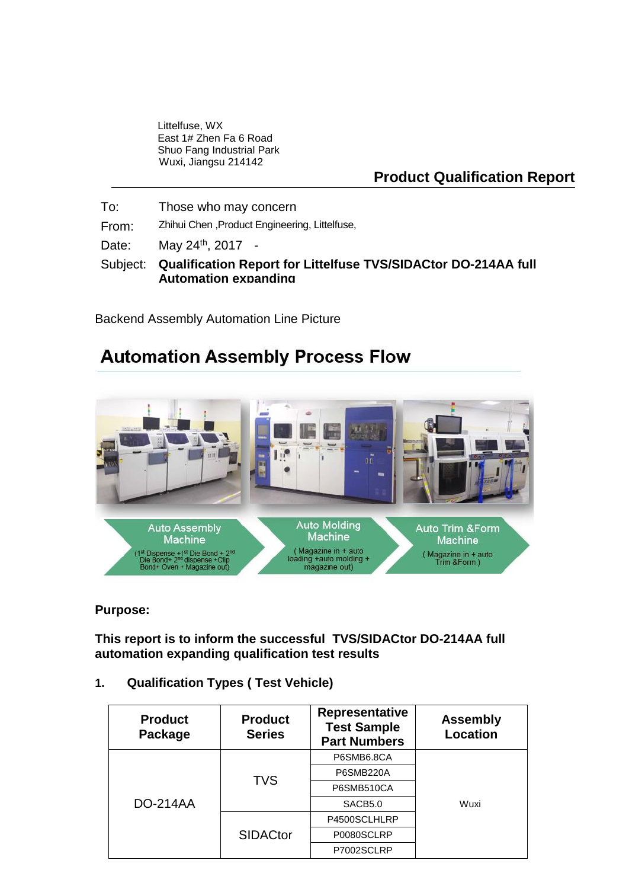Littelfuse, WX
East 1# Zhen Fa 6 Road
Shuo Fang Industrial Park
Wuxi, Jiangsu 214142

## Product Qualification Report

To: Those who may concern

From: Zhihui Chen ,Product Engineering, Littelfuse,

Date: May 24th, 2017 -

Subject: **Qualification Report for Littelfuse TVS/SIDACtor DO-214AA full Automation expanding**

Backend Assembly Automation Line Picture

## Automation Assembly Process Flow

Auto Assembly Machine
(1st Dispense +1st Die Bond + 2nd Die Bond+ 2nd dispense +Clip Bond+ Oven + Magazine out)

Auto Molding Machine
( Magazine in + auto loading +auto molding + magazine out)

Auto Trim &Form Machine
( Magazine in + auto Trim &Form )

**Purpose:**

**This report is to inform the successful TVS/SIDACtor DO-214AA full automation expanding qualification test results**

**1. Qualification Types ( Test Vehicle)**

| Product Package | Product Series | Representative Test Sample Part Numbers | Assembly Location |
|---|---|---|---|
| DO-214AA | TVS | P6SMB6.8CA | Wuxi |
| | | P6SMB220A | |
| | | P6SMB510CA | |
| | | SACB5.0 | |
| | SIDACtor | P4500SCLHLRP | |
| | | P0080SCLRP | |
| | | P7002SCLRP | |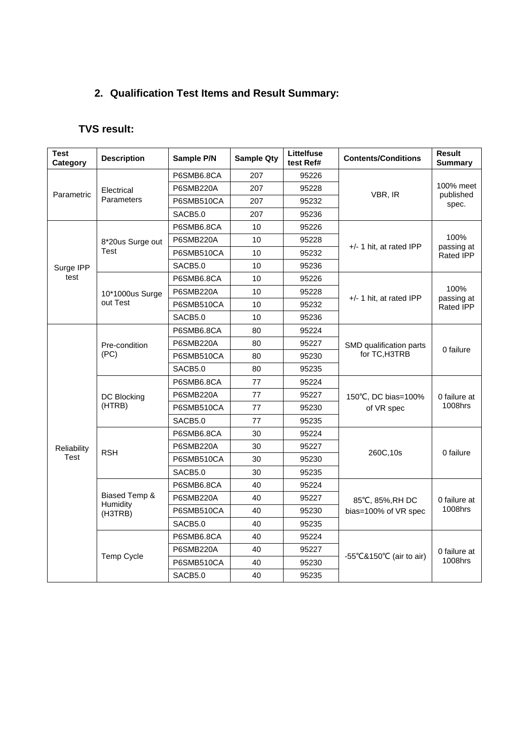## 2. Qualification Test Items and Result Summary:

### TVS result:

| Test Category | Description | Sample P/N | Sample Qty | Littelfuse test Ref# | Contents/Conditions | Result Summary |
|---|---|---|---|---|---|---|
| Parametric | Electrical Parameters | P6SMB6.8CA | 207 | 95226 | VBR, IR | 100% meet published spec. |
| | | P6SMB220A | 207 | 95228 | | |
| | | P6SMB510CA | 207 | 95232 | | |
| | | SACB5.0 | 207 | 95236 | | |
| Surge IPP test | 8*20us Surge out Test | P6SMB6.8CA | 10 | 95226 | +/- 1 hit, at rated IPP | 100% passing at Rated IPP |
| | | P6SMB220A | 10 | 95228 | | |
| | | P6SMB510CA | 10 | 95232 | | |
| | | SACB5.0 | 10 | 95236 | | |
| | 10*1000us Surge out Test | P6SMB6.8CA | 10 | 95226 | +/- 1 hit, at rated IPP | 100% passing at Rated IPP |
| | | P6SMB220A | 10 | 95228 | | |
| | | P6SMB510CA | 10 | 95232 | | |
| | | SACB5.0 | 10 | 95236 | | |
| Reliability Test | Pre-condition (PC) | P6SMB6.8CA | 80 | 95224 | SMD qualification parts for TC,H3TRB | 0 failure |
| | | P6SMB220A | 80 | 95227 | | |
| | | P6SMB510CA | 80 | 95230 | | |
| | | SACB5.0 | 80 | 95235 | | |
| | DC Blocking (HTRB) | P6SMB6.8CA | 77 | 95224 | 150℃, DC bias=100% of VR spec | 0 failure at 1008hrs |
| | | P6SMB220A | 77 | 95227 | | |
| | | P6SMB510CA | 77 | 95230 | | |
| | | SACB5.0 | 77 | 95235 | | |
| | RSH | P6SMB6.8CA | 30 | 95224 | 260C,10s | 0 failure |
| | | P6SMB220A | 30 | 95227 | | |
| | | P6SMB510CA | 30 | 95230 | | |
| | | SACB5.0 | 30 | 95235 | | |
| | Biased Temp & Humidity (H3TRB) | P6SMB6.8CA | 40 | 95224 | 85℃, 85%,RH DC bias=100% of VR spec | 0 failure at 1008hrs |
| | | P6SMB220A | 40 | 95227 | | |
| | | P6SMB510CA | 40 | 95230 | | |
| | | SACB5.0 | 40 | 95235 | | |
| | Temp Cycle | P6SMB6.8CA | 40 | 95224 | -55℃&150℃ (air to air) | 0 failure at 1008hrs |
| | | P6SMB220A | 40 | 95227 | | |
| | | P6SMB510CA | 40 | 95230 | | |
| | | SACB5.0 | 40 | 95235 | | |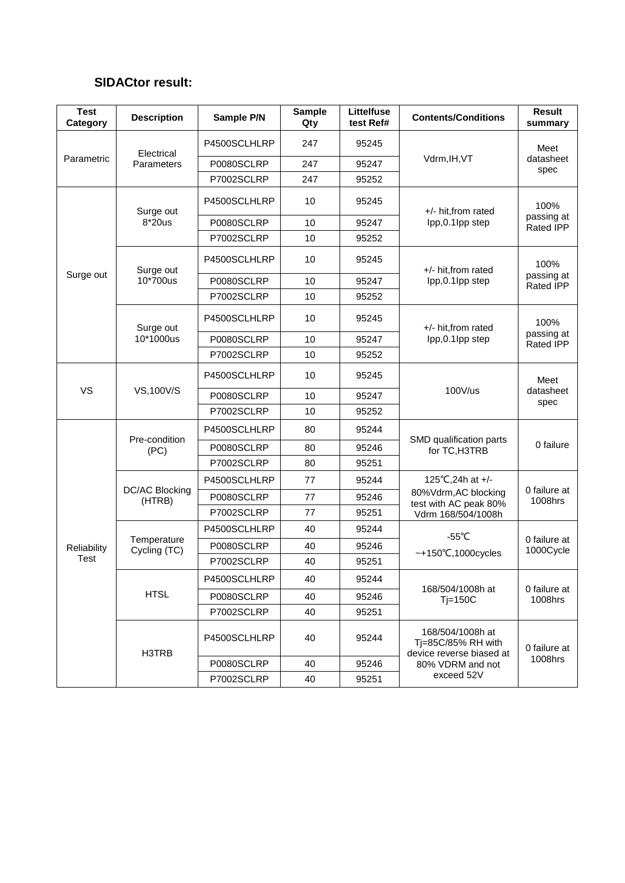**SIDACtor result:**

| Test Category | Description | Sample P/N | Sample Qty | Littelfuse test Ref# | Contents/Conditions | Result summary |
|---|---|---|---|---|---|---|
| Parametric | Electrical Parameters | P4500SCLHLRP | 247 | 95245 | Vdrm,IH,VT | Meet datasheet spec |
| | | P0080SCLRP | 247 | 95247 | | |
| | | P7002SCLRP | 247 | 95252 | | |
| Surge out | Surge out 8*20us | P4500SCLHLRP | 10 | 95245 | +/- hit,from rated Ipp,0.1Ipp step | 100% passing at Rated IPP |
| | | P0080SCLRP | 10 | 95247 | | |
| | | P7002SCLRP | 10 | 95252 | | |
| | Surge out 10*700us | P4500SCLHLRP | 10 | 95245 | +/- hit,from rated Ipp,0.1Ipp step | 100% passing at Rated IPP |
| | | P0080SCLRP | 10 | 95247 | | |
| | | P7002SCLRP | 10 | 95252 | | |
| | Surge out 10*1000us | P4500SCLHLRP | 10 | 95245 | +/- hit,from rated Ipp,0.1Ipp step | 100% passing at Rated IPP |
| | | P0080SCLRP | 10 | 95247 | | |
| | | P7002SCLRP | 10 | 95252 | | |
| VS | VS,100V/S | P4500SCLHLRP | 10 | 95245 | 100V/us | Meet datasheet spec |
| | | P0080SCLRP | 10 | 95247 | | |
| | | P7002SCLRP | 10 | 95252 | | |
| Reliability Test | Pre-condition (PC) | P4500SCLHLRP | 80 | 95244 | SMD qualification parts for TC,H3TRB | 0 failure |
| | | P0080SCLRP | 80 | 95246 | | |
| | | P7002SCLRP | 80 | 95251 | | |
| | DC/AC Blocking (HTRB) | P4500SCLHLRP | 77 | 95244 | 125℃,24h at +/- 80%Vdrm,AC blocking test with AC peak 80% Vdrm 168/504/1008h | 0 failure at 1008hrs |
| | | P0080SCLRP | 77 | 95246 | | |
| | | P7002SCLRP | 77 | 95251 | | |
| | Temperature Cycling (TC) | P4500SCLHLRP | 40 | 95244 | -55℃ ~+150℃,1000cycles | 0 failure at 1000Cycle |
| | | P0080SCLRP | 40 | 95246 | | |
| | | P7002SCLRP | 40 | 95251 | | |
| | HTSL | P4500SCLHLRP | 40 | 95244 | 168/504/1008h at Tj=150C | 0 failure at 1008hrs |
| | | P0080SCLRP | 40 | 95246 | | |
| | | P7002SCLRP | 40 | 95251 | | |
| | H3TRB | P4500SCLHLRP | 40 | 95244 | 168/504/1008h at Tj=85C/85% RH with device reverse biased at 80% VDRM and not exceed 52V | 0 failure at 1008hrs |
| | | P0080SCLRP | 40 | 95246 | | |
| | | P7002SCLRP | 40 | 95251 | | |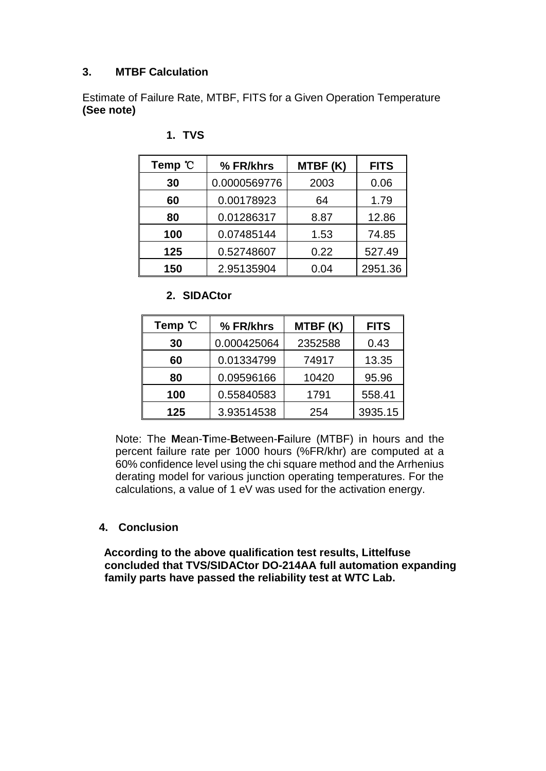## 3. MTBF Calculation

Estimate of Failure Rate, MTBF, FITS for a Given Operation Temperature **(See note)**

### 1. TVS

| Temp ℃ | % FR/khrs | MTBF (K) | FITS |
|---|---|---|---|
| **30** | 0.0000569776 | 2003 | 0.06 |
| **60** | 0.00178923 | 64 | 1.79 |
| **80** | 0.01286317 | 8.87 | 12.86 |
| **100** | 0.07485144 | 1.53 | 74.85 |
| **125** | 0.52748607 | 0.22 | 527.49 |
| **150** | 2.95135904 | 0.04 | 2951.36 |

### 2. SIDACtor

| Temp ℃ | % FR/khrs | MTBF (K) | FITS |
|---|---|---|---|
| **30** | 0.000425064 | 2352588 | 0.43 |
| **60** | 0.01334799 | 74917 | 13.35 |
| **80** | 0.09596166 | 10420 | 95.96 |
| **100** | 0.55840583 | 1791 | 558.41 |
| **125** | 3.93514538 | 254 | 3935.15 |

Note: The **M**ean-**T**ime-**B**etween-**F**ailure (MTBF) in hours and the percent failure rate per 1000 hours (%FR/khr) are computed at a 60% confidence level using the chi square method and the Arrhenius derating model for various junction operating temperatures. For the calculations, a value of 1 eV was used for the activation energy.

## 4. Conclusion

**According to the above qualification test results, Littelfuse concluded that TVS/SIDACtor DO-214AA full automation expanding family parts have passed the reliability test at WTC Lab.**